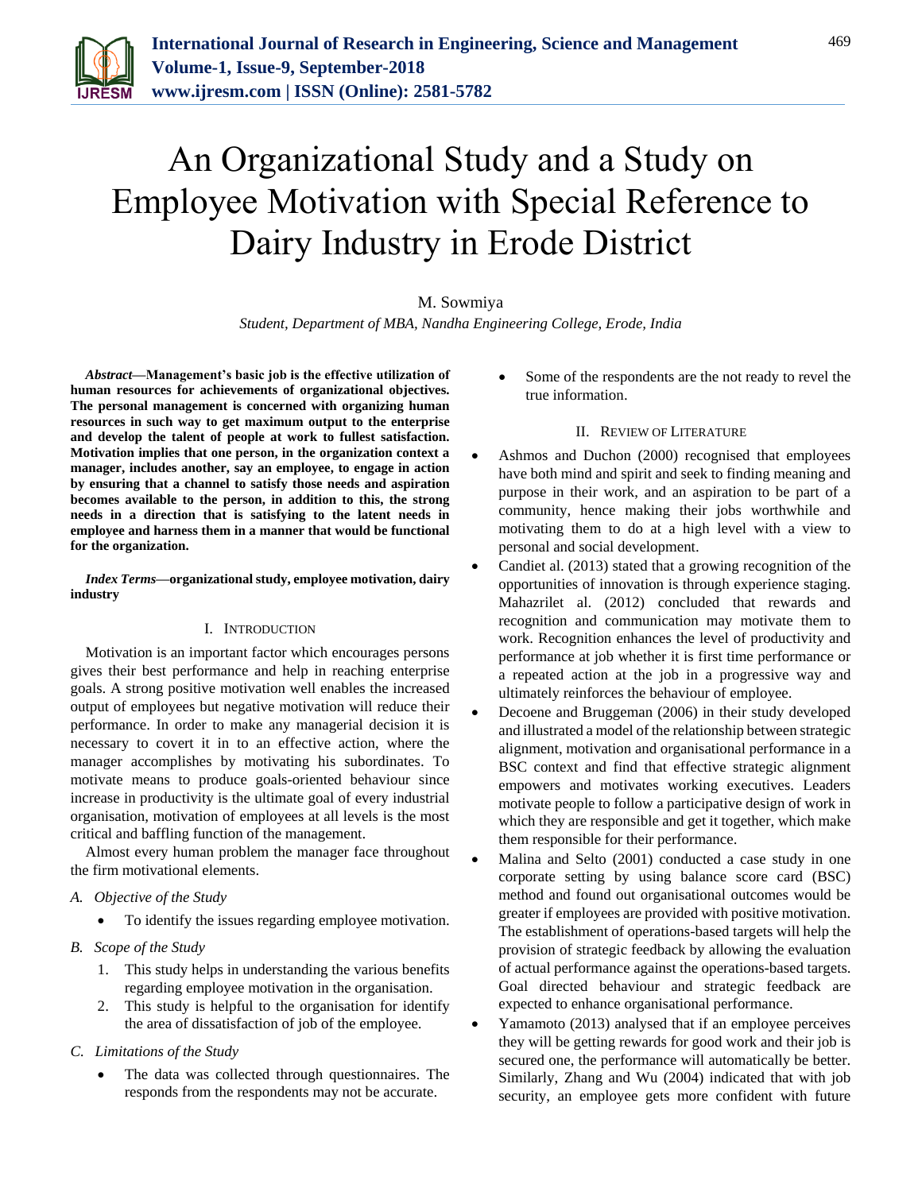# An Organizational Study and a Study on Employee Motivation with Special Reference to Dairy Industry in Erode District

M. Sowmiya

*Student, Department of MBA, Nandha Engineering College, Erode, India*

***Abstract*—Management's basic job is the effective utilization of human resources for achievements of organizational objectives. The personal management is concerned with organizing human resources in such way to get maximum output to the enterprise and develop the talent of people at work to fullest satisfaction. Motivation implies that one person, in the organization context a manager, includes another, say an employee, to engage in action by ensuring that a channel to satisfy those needs and aspiration becomes available to the person, in addition to this, the strong needs in a direction that is satisfying to the latent needs in employee and harness them in a manner that would be functional for the organization.**

***Index Terms*—organizational study, employee motivation, dairy industry**

## I. Introduction

Motivation is an important factor which encourages persons gives their best performance and help in reaching enterprise goals. A strong positive motivation well enables the increased output of employees but negative motivation will reduce their performance. In order to make any managerial decision it is necessary to covert it in to an effective action, where the manager accomplishes by motivating his subordinates. To motivate means to produce goals-oriented behaviour since increase in productivity is the ultimate goal of every industrial organisation, motivation of employees at all levels is the most critical and baffling function of the management.

Almost every human problem the manager face throughout the firm motivational elements.

### A. Objective of the Study

- To identify the issues regarding employee motivation.

### B. Scope of the Study

1. This study helps in understanding the various benefits regarding employee motivation in the organisation.
2. This study is helpful to the organisation for identify the area of dissatisfaction of job of the employee.

### C. Limitations of the Study

- The data was collected through questionnaires. The responds from the respondents may not be accurate.
- Some of the respondents are the not ready to revel the true information.

## II. Review of Literature

- Ashmos and Duchon (2000) recognised that employees have both mind and spirit and seek to finding meaning and purpose in their work, and an aspiration to be part of a community, hence making their jobs worthwhile and motivating them to do at a high level with a view to personal and social development.
- Candiet al. (2013) stated that a growing recognition of the opportunities of innovation is through experience staging. Mahazrilet al. (2012) concluded that rewards and recognition and communication may motivate them to work. Recognition enhances the level of productivity and performance at job whether it is first time performance or a repeated action at the job in a progressive way and ultimately reinforces the behaviour of employee.
- Decoene and Bruggeman (2006) in their study developed and illustrated a model of the relationship between strategic alignment, motivation and organisational performance in a BSC context and find that effective strategic alignment empowers and motivates working executives. Leaders motivate people to follow a participative design of work in which they are responsible and get it together, which make them responsible for their performance.
- Malina and Selto (2001) conducted a case study in one corporate setting by using balance score card (BSC) method and found out organisational outcomes would be greater if employees are provided with positive motivation. The establishment of operations-based targets will help the provision of strategic feedback by allowing the evaluation of actual performance against the operations-based targets. Goal directed behaviour and strategic feedback are expected to enhance organisational performance.
- Yamamoto (2013) analysed that if an employee perceives they will be getting rewards for good work and their job is secured one, the performance will automatically be better. Similarly, Zhang and Wu (2004) indicated that with job security, an employee gets more confident with future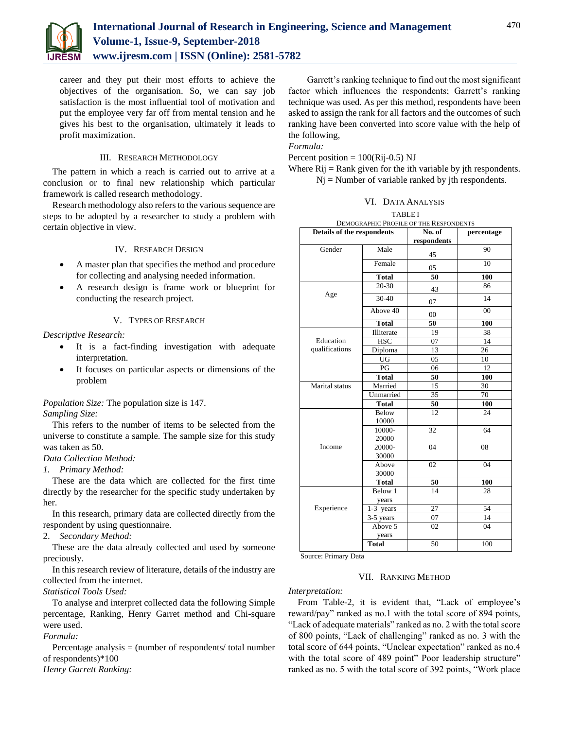career and they put their most efforts to achieve the objectives of the organisation. So, we can say job satisfaction is the most influential tool of motivation and put the employee very far off from mental tension and he gives his best to the organisation, ultimately it leads to profit maximization.

## III. Research Methodology

The pattern in which a reach is carried out to arrive at a conclusion or to final new relationship which particular framework is called research methodology.

Research methodology also refers to the various sequence are steps to be adopted by a researcher to study a problem with certain objective in view.

## IV. Research Design

- A master plan that specifies the method and procedure for collecting and analysing needed information.
- A research design is frame work or blueprint for conducting the research project.

## V. Types of Research

*Descriptive Research:*

- It is a fact-finding investigation with adequate interpretation.
- It focuses on particular aspects or dimensions of the problem

*Population Size:* The population size is 147.

*Sampling Size:*

This refers to the number of items to be selected from the universe to constitute a sample. The sample size for this study was taken as 50.

*Data Collection Method:*

1. *Primary Method:*

These are the data which are collected for the first time directly by the researcher for the specific study undertaken by her.

In this research, primary data are collected directly from the respondent by using questionnaire.

2. *Secondary Method:*

These are the data already collected and used by someone preciously.

In this research review of literature, details of the industry are collected from the internet.

*Statistical Tools Used:*

To analyse and interpret collected data the following Simple percentage, Ranking, Henry Garret method and Chi-square were used.

*Formula:*

Percentage analysis = (number of respondents/ total number of respondents)*100

*Henry Garrett Ranking:*

Garrett's ranking technique to find out the most significant factor which influences the respondents; Garrett's ranking technique was used. As per this method, respondents have been asked to assign the rank for all factors and the outcomes of such ranking have been converted into score value with the help of the following,

*Formula:*

Percent position = 100(Rij-0.5) NJ

Where Rij = Rank given for the ith variable by jth respondents.

Nj = Number of variable ranked by jth respondents.

## VI. Data Analysis

TABLE I
DEMOGRAPHIC PROFILE OF THE RESPONDENTS

| Details of the respondents | | No. of respondents | percentage |
|---|---|---|---|
| Gender | Male | 45 | 90 |
| | Female | 05 | 10 |
| | **Total** | **50** | **100** |
| Age | 20-30 | 43 | 86 |
| | 30-40 | 07 | 14 |
| | Above 40 | 00 | 00 |
| | **Total** | **50** | **100** |
| Education qualifications | Illiterate | 19 | 38 |
| | HSC | 07 | 14 |
| | Diploma | 13 | 26 |
| | UG | 05 | 10 |
| | PG | 06 | 12 |
| | **Total** | **50** | **100** |
| Marital status | Married | 15 | 30 |
| | Unmarried | 35 | 70 |
| | **Total** | **50** | **100** |
| Income | Below 10000 | 12 | 24 |
| | 10000-20000 | 32 | 64 |
| | 20000-30000 | 04 | 08 |
| | Above 30000 | 02 | 04 |
| | **Total** | **50** | **100** |
| Experience | Below 1 years | 14 | 28 |
| | 1-3 years | 27 | 54 |
| | 3-5 years | 07 | 14 |
| | Above 5 years | 02 | 04 |
| | **Total** | 50 | 100 |

Source: Primary Data

## VII. Ranking Method

*Interpretation:*

From Table-2, it is evident that, "Lack of employee's reward/pay" ranked as no.1 with the total score of 894 points, "Lack of adequate materials" ranked as no. 2 with the total score of 800 points, "Lack of challenging" ranked as no. 3 with the total score of 644 points, "Unclear expectation" ranked as no.4 with the total score of 489 point" Poor leadership structure" ranked as no. 5 with the total score of 392 points, "Work place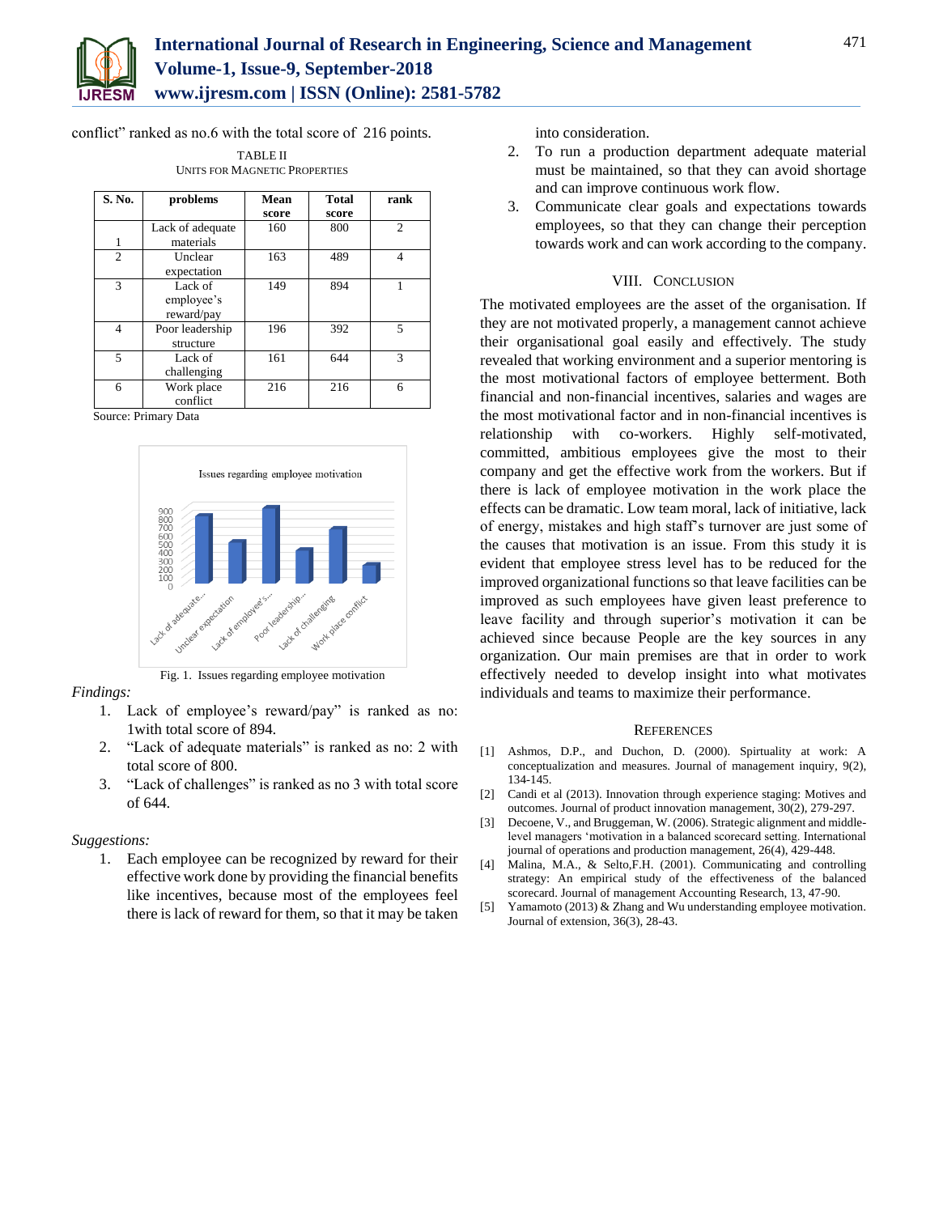conflict" ranked as no.6 with the total score of 216 points.

TABLE II
UNITS FOR MAGNETIC PROPERTIES

| S. No. | problems | Mean score | Total score | rank |
|---|---|---|---|---|
| 1 | Lack of adequate materials | 160 | 800 | 2 |
| 2 | Unclear expectation | 163 | 489 | 4 |
| 3 | Lack of employee's reward/pay | 149 | 894 | 1 |
| 4 | Poor leadership structure | 196 | 392 | 5 |
| 5 | Lack of challenging | 161 | 644 | 3 |
| 6 | Work place conflict | 216 | 216 | 6 |

Source: Primary Data

Issues regarding employee motivation

900
800
700
600
500
400
300
200
100
0

Lack of adequate...
Unclear expectation
Lack of employee's...
Poor leadership...
Lack of challenging
Work place conflict

Fig. 1. Issues regarding employee motivation

*Findings:*

1. Lack of employee's reward/pay" is ranked as no: 1with total score of 894.
2. "Lack of adequate materials" is ranked as no: 2 with total score of 800.
3. "Lack of challenges" is ranked as no 3 with total score of 644.

*Suggestions:*

1. Each employee can be recognized by reward for their effective work done by providing the financial benefits like incentives, because most of the employees feel there is lack of reward for them, so that it may be taken into consideration.
2. To run a production department adequate material must be maintained, so that they can avoid shortage and can improve continuous work flow.
3. Communicate clear goals and expectations towards employees, so that they can change their perception towards work and can work according to the company.

## VIII. CONCLUSION

The motivated employees are the asset of the organisation. If they are not motivated properly, a management cannot achieve their organisational goal easily and effectively. The study revealed that working environment and a superior mentoring is the most motivational factors of employee betterment. Both financial and non-financial incentives, salaries and wages are the most motivational factor and in non-financial incentives is relationship with co-workers. Highly self-motivated, committed, ambitious employees give the most to their company and get the effective work from the workers. But if there is lack of employee motivation in the work place the effects can be dramatic. Low team moral, lack of initiative, lack of energy, mistakes and high staff's turnover are just some of the causes that motivation is an issue. From this study it is evident that employee stress level has to be reduced for the improved organizational functions so that leave facilities can be improved as such employees have given least preference to leave facility and through superior's motivation it can be achieved since because People are the key sources in any organization. Our main premises are that in order to work effectively needed to develop insight into what motivates individuals and teams to maximize their performance.

## REFERENCES

[1] Ashmos, D.P., and Duchon, D. (2000). Spirtuality at work: A conceptualization and measures. Journal of management inquiry, 9(2), 134-145.

[2] Candi et al (2013). Innovation through experience staging: Motives and outcomes. Journal of product innovation management, 30(2), 279-297.

[3] Decoene, V., and Bruggeman, W. (2006). Strategic alignment and middle-level managers 'motivation in a balanced scorecard setting. International journal of operations and production management, 26(4), 429-448.

[4] Malina, M.A., & Selto,F.H. (2001). Communicating and controlling strategy: An empirical study of the effectiveness of the balanced scorecard. Journal of management Accounting Research, 13, 47-90.

[5] Yamamoto (2013) & Zhang and Wu understanding employee motivation. Journal of extension, 36(3), 28-43.